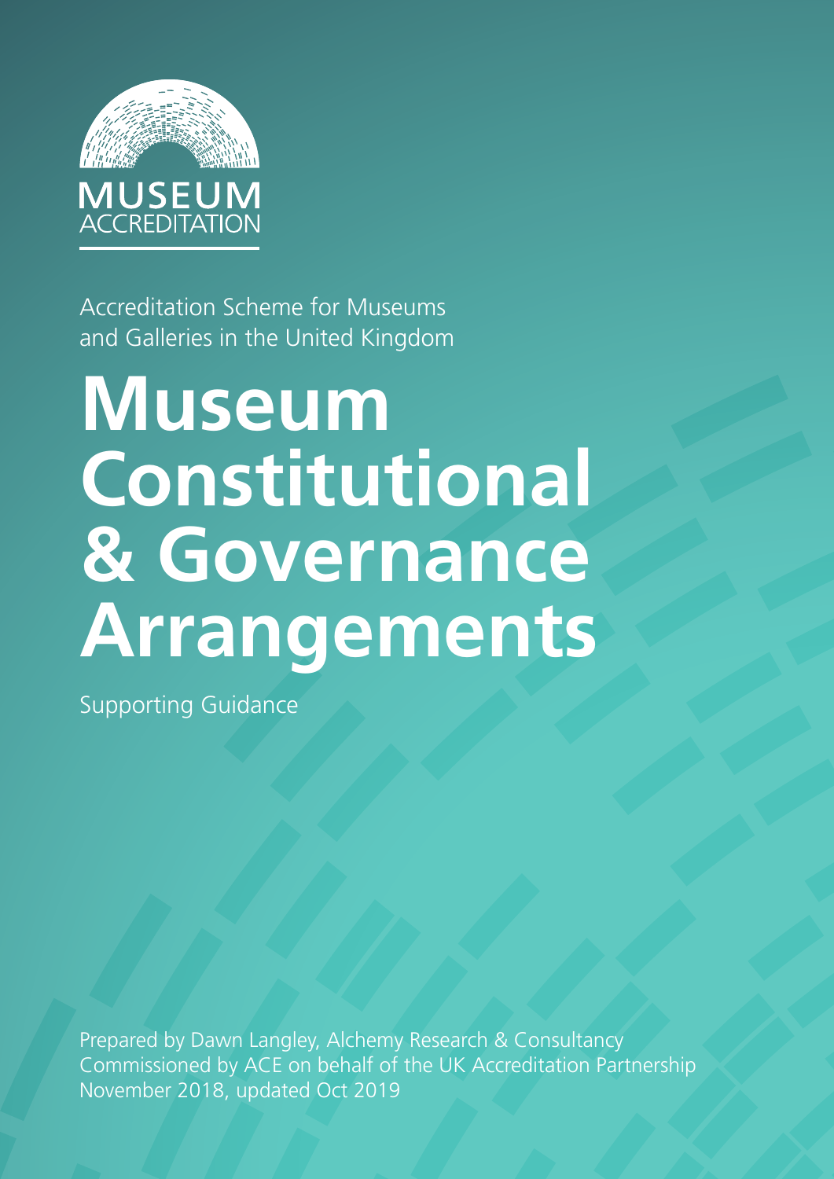MUSEUM ACCREDITATION

Accreditation Scheme for Museums and Galleries in the United Kingdom

# Museum Constitutional & Governance Arrangements

Supporting Guidance

Prepared by Dawn Langley, Alchemy Research & Consultancy
Commissioned by ACE on behalf of the UK Accreditation Partnership
November 2018, updated Oct 2019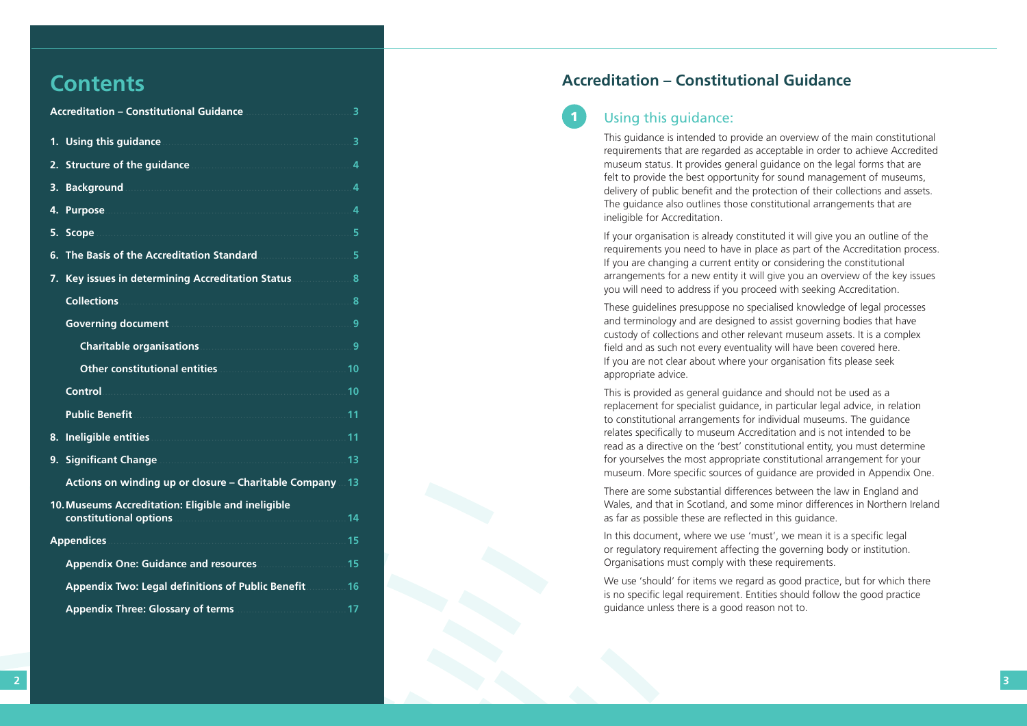# Contents

| | |
|---|---|
| **Accreditation – Constitutional Guidance** | 3 |
| **1. Using this guidance** | 3 |
| **2. Structure of the guidance** | 4 |
| **3. Background** | 4 |
| **4. Purpose** | 4 |
| **5. Scope** | 5 |
| **6. The Basis of the Accreditation Standard** | 5 |
| **7. Key issues in determining Accreditation Status** | 8 |
| **Collections** | 8 |
| **Governing document** | 9 |
| **Charitable organisations** | 9 |
| **Other constitutional entities** | 10 |
| **Control** | 10 |
| **Public Benefit** | 11 |
| **8. Ineligible entities** | 11 |
| **9. Significant Change** | 13 |
| **Actions on winding up or closure – Charitable Company** | 13 |
| **10. Museums Accreditation: Eligible and ineligible constitutional options** | 14 |
| **Appendices** | 15 |
| **Appendix One: Guidance and resources** | 15 |
| **Appendix Two: Legal definitions of Public Benefit** | 16 |
| **Appendix Three: Glossary of terms** | 17 |

# Accreditation – Constitutional Guidance

## 1 Using this guidance:

This guidance is intended to provide an overview of the main constitutional requirements that are regarded as acceptable in order to achieve Accredited museum status. It provides general guidance on the legal forms that are felt to provide the best opportunity for sound management of museums, delivery of public benefit and the protection of their collections and assets. The guidance also outlines those constitutional arrangements that are ineligible for Accreditation.

If your organisation is already constituted it will give you an outline of the requirements you need to have in place as part of the Accreditation process. If you are changing a current entity or considering the constitutional arrangements for a new entity it will give you an overview of the key issues you will need to address if you proceed with seeking Accreditation.

These guidelines presuppose no specialised knowledge of legal processes and terminology and are designed to assist governing bodies that have custody of collections and other relevant museum assets. It is a complex field and as such not every eventuality will have been covered here. If you are not clear about where your organisation fits please seek appropriate advice.

This is provided as general guidance and should not be used as a replacement for specialist guidance, in particular legal advice, in relation to constitutional arrangements for individual museums. The guidance relates specifically to museum Accreditation and is not intended to be read as a directive on the 'best' constitutional entity, you must determine for yourselves the most appropriate constitutional arrangement for your museum. More specific sources of guidance are provided in Appendix One.

There are some substantial differences between the law in England and Wales, and that in Scotland, and some minor differences in Northern Ireland as far as possible these are reflected in this guidance.

In this document, where we use 'must', we mean it is a specific legal or regulatory requirement affecting the governing body or institution. Organisations must comply with these requirements.

We use 'should' for items we regard as good practice, but for which there is no specific legal requirement. Entities should follow the good practice guidance unless there is a good reason not to.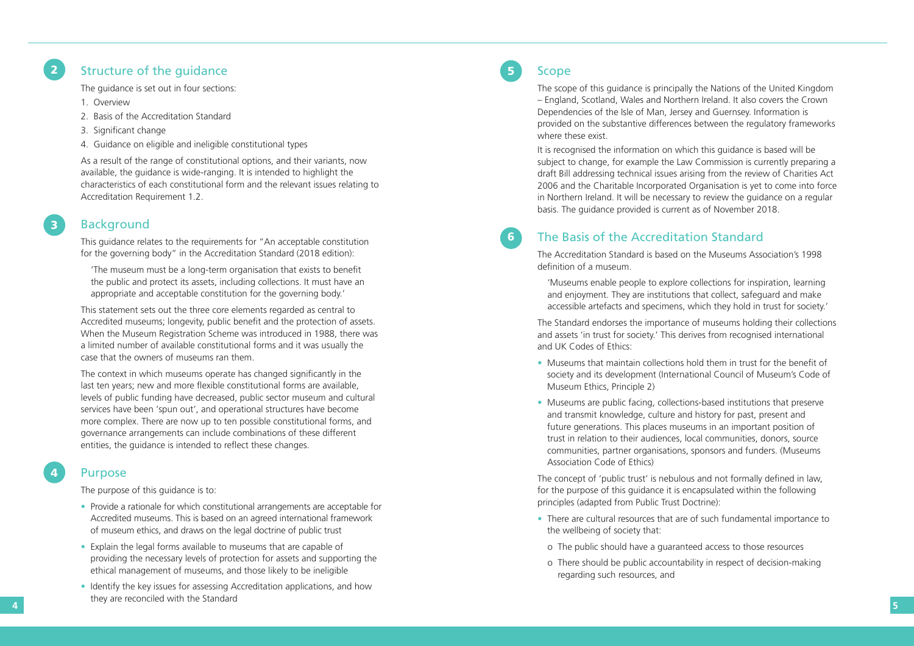## 2 Structure of the guidance

The guidance is set out in four sections:

1. Overview
2. Basis of the Accreditation Standard
3. Significant change
4. Guidance on eligible and ineligible constitutional types

As a result of the range of constitutional options, and their variants, now available, the guidance is wide-ranging. It is intended to highlight the characteristics of each constitutional form and the relevant issues relating to Accreditation Requirement 1.2.

## 3 Background

This guidance relates to the requirements for "An acceptable constitution for the governing body" in the Accreditation Standard (2018 edition):

> 'The museum must be a long-term organisation that exists to benefit the public and protect its assets, including collections. It must have an appropriate and acceptable constitution for the governing body.'

This statement sets out the three core elements regarded as central to Accredited museums; longevity, public benefit and the protection of assets. When the Museum Registration Scheme was introduced in 1988, there was a limited number of available constitutional forms and it was usually the case that the owners of museums ran them.

The context in which museums operate has changed significantly in the last ten years; new and more flexible constitutional forms are available, levels of public funding have decreased, public sector museum and cultural services have been 'spun out', and operational structures have become more complex. There are now up to ten possible constitutional forms, and governance arrangements can include combinations of these different entities, the guidance is intended to reflect these changes.

## 4 Purpose

The purpose of this guidance is to:

- Provide a rationale for which constitutional arrangements are acceptable for Accredited museums. This is based on an agreed international framework of museum ethics, and draws on the legal doctrine of public trust
- Explain the legal forms available to museums that are capable of providing the necessary levels of protection for assets and supporting the ethical management of museums, and those likely to be ineligible
- Identify the key issues for assessing Accreditation applications, and how they are reconciled with the Standard

## 5 Scope

The scope of this guidance is principally the Nations of the United Kingdom – England, Scotland, Wales and Northern Ireland. It also covers the Crown Dependencies of the Isle of Man, Jersey and Guernsey. Information is provided on the substantive differences between the regulatory frameworks where these exist.

It is recognised the information on which this guidance is based will be subject to change, for example the Law Commission is currently preparing a draft Bill addressing technical issues arising from the review of Charities Act 2006 and the Charitable Incorporated Organisation is yet to come into force in Northern Ireland. It will be necessary to review the guidance on a regular basis. The guidance provided is current as of November 2018.

## 6 The Basis of the Accreditation Standard

The Accreditation Standard is based on the Museums Association's 1998 definition of a museum.

> 'Museums enable people to explore collections for inspiration, learning and enjoyment. They are institutions that collect, safeguard and make accessible artefacts and specimens, which they hold in trust for society.'

The Standard endorses the importance of museums holding their collections and assets 'in trust for society.' This derives from recognised international and UK Codes of Ethics:

- Museums that maintain collections hold them in trust for the benefit of society and its development (International Council of Museum's Code of Museum Ethics, Principle 2)
- Museums are public facing, collections-based institutions that preserve and transmit knowledge, culture and history for past, present and future generations. This places museums in an important position of trust in relation to their audiences, local communities, donors, source communities, partner organisations, sponsors and funders. (Museums Association Code of Ethics)

The concept of 'public trust' is nebulous and not formally defined in law, for the purpose of this guidance it is encapsulated within the following principles (adapted from Public Trust Doctrine):

- There are cultural resources that are of such fundamental importance to the wellbeing of society that:
    - The public should have a guaranteed access to those resources
    - There should be public accountability in respect of decision-making regarding such resources, and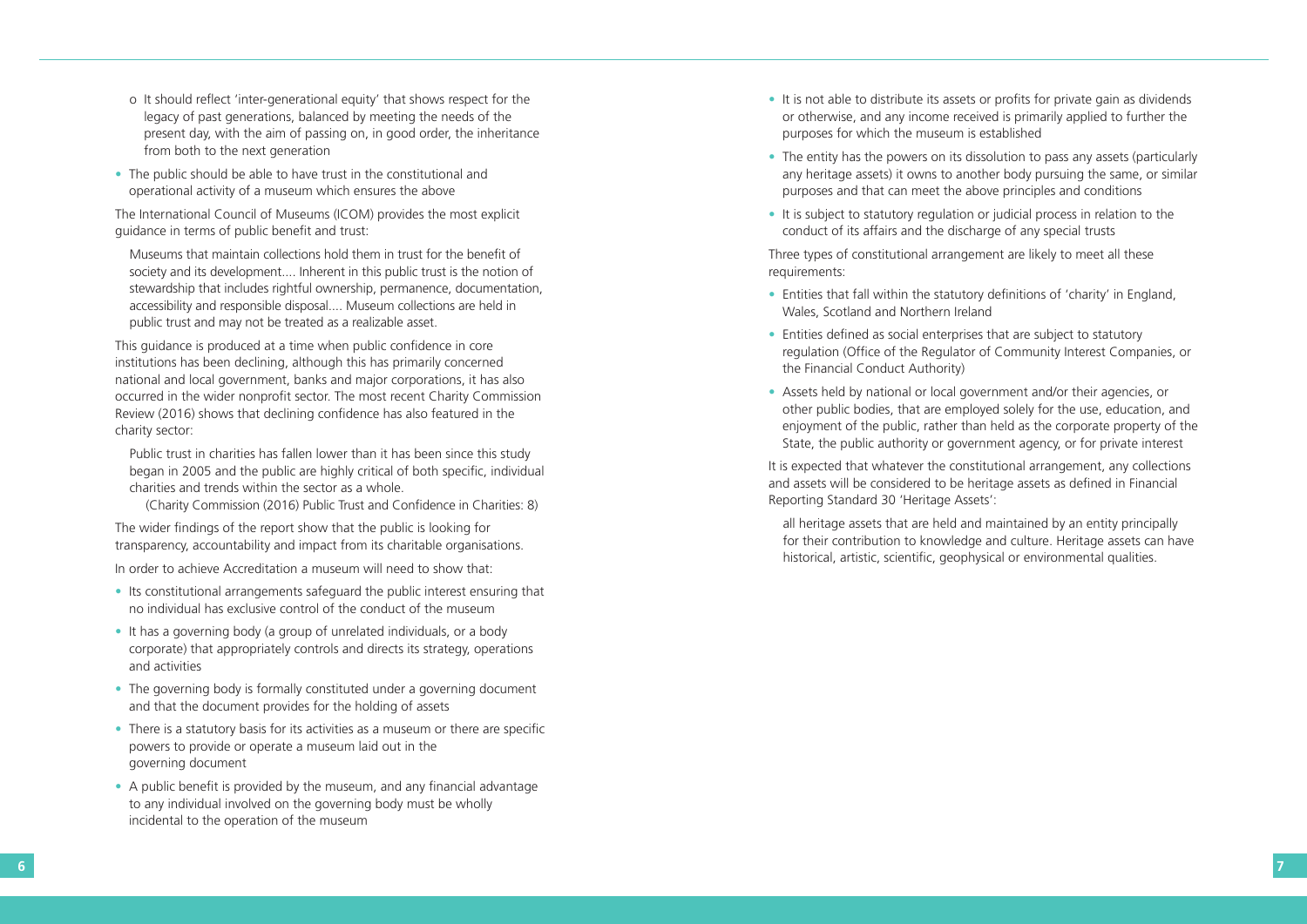- o It should reflect 'inter-generational equity' that shows respect for the legacy of past generations, balanced by meeting the needs of the present day, with the aim of passing on, in good order, the inheritance from both to the next generation
- The public should be able to have trust in the constitutional and operational activity of a museum which ensures the above

The International Council of Museums (ICOM) provides the most explicit guidance in terms of public benefit and trust:

> Museums that maintain collections hold them in trust for the benefit of society and its development.... Inherent in this public trust is the notion of stewardship that includes rightful ownership, permanence, documentation, accessibility and responsible disposal.... Museum collections are held in public trust and may not be treated as a realizable asset.

This guidance is produced at a time when public confidence in core institutions has been declining, although this has primarily concerned national and local government, banks and major corporations, it has also occurred in the wider nonprofit sector. The most recent Charity Commission Review (2016) shows that declining confidence has also featured in the charity sector:

> Public trust in charities has fallen lower than it has been since this study began in 2005 and the public are highly critical of both specific, individual charities and trends within the sector as a whole.
>
> (Charity Commission (2016) Public Trust and Confidence in Charities: 8)

The wider findings of the report show that the public is looking for transparency, accountability and impact from its charitable organisations.

In order to achieve Accreditation a museum will need to show that:

- Its constitutional arrangements safeguard the public interest ensuring that no individual has exclusive control of the conduct of the museum
- It has a governing body (a group of unrelated individuals, or a body corporate) that appropriately controls and directs its strategy, operations and activities
- The governing body is formally constituted under a governing document and that the document provides for the holding of assets
- There is a statutory basis for its activities as a museum or there are specific powers to provide or operate a museum laid out in the governing document
- A public benefit is provided by the museum, and any financial advantage to any individual involved on the governing body must be wholly incidental to the operation of the museum
- It is not able to distribute its assets or profits for private gain as dividends or otherwise, and any income received is primarily applied to further the purposes for which the museum is established
- The entity has the powers on its dissolution to pass any assets (particularly any heritage assets) it owns to another body pursuing the same, or similar purposes and that can meet the above principles and conditions
- It is subject to statutory regulation or judicial process in relation to the conduct of its affairs and the discharge of any special trusts

Three types of constitutional arrangement are likely to meet all these requirements:

- Entities that fall within the statutory definitions of 'charity' in England, Wales, Scotland and Northern Ireland
- Entities defined as social enterprises that are subject to statutory regulation (Office of the Regulator of Community Interest Companies, or the Financial Conduct Authority)
- Assets held by national or local government and/or their agencies, or other public bodies, that are employed solely for the use, education, and enjoyment of the public, rather than held as the corporate property of the State, the public authority or government agency, or for private interest

It is expected that whatever the constitutional arrangement, any collections and assets will be considered to be heritage assets as defined in Financial Reporting Standard 30 'Heritage Assets':

> all heritage assets that are held and maintained by an entity principally for their contribution to knowledge and culture. Heritage assets can have historical, artistic, scientific, geophysical or environmental qualities.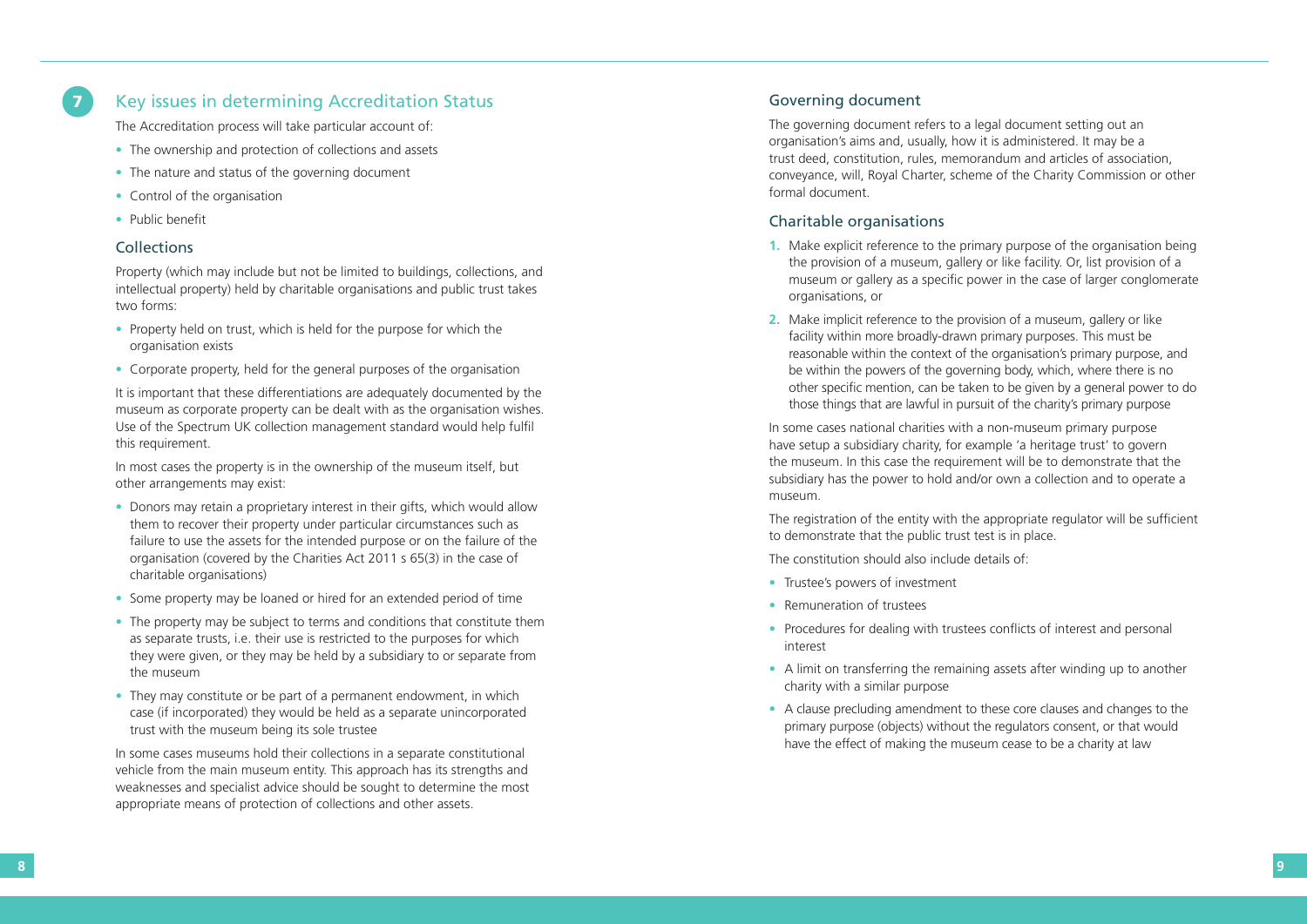## 7 Key issues in determining Accreditation Status

The Accreditation process will take particular account of:

- The ownership and protection of collections and assets
- The nature and status of the governing document
- Control of the organisation
- Public benefit

### Collections

Property (which may include but not be limited to buildings, collections, and intellectual property) held by charitable organisations and public trust takes two forms:

- Property held on trust, which is held for the purpose for which the organisation exists
- Corporate property, held for the general purposes of the organisation

It is important that these differentiations are adequately documented by the museum as corporate property can be dealt with as the organisation wishes. Use of the Spectrum UK collection management standard would help fulfil this requirement.

In most cases the property is in the ownership of the museum itself, but other arrangements may exist:

- Donors may retain a proprietary interest in their gifts, which would allow them to recover their property under particular circumstances such as failure to use the assets for the intended purpose or on the failure of the organisation (covered by the Charities Act 2011 s 65(3) in the case of charitable organisations)
- Some property may be loaned or hired for an extended period of time
- The property may be subject to terms and conditions that constitute them as separate trusts, i.e. their use is restricted to the purposes for which they were given, or they may be held by a subsidiary to or separate from the museum
- They may constitute or be part of a permanent endowment, in which case (if incorporated) they would be held as a separate unincorporated trust with the museum being its sole trustee

In some cases museums hold their collections in a separate constitutional vehicle from the main museum entity. This approach has its strengths and weaknesses and specialist advice should be sought to determine the most appropriate means of protection of collections and other assets.

### Governing document

The governing document refers to a legal document setting out an organisation's aims and, usually, how it is administered. It may be a trust deed, constitution, rules, memorandum and articles of association, conveyance, will, Royal Charter, scheme of the Charity Commission or other formal document.

### Charitable organisations

1. Make explicit reference to the primary purpose of the organisation being the provision of a museum, gallery or like facility. Or, list provision of a museum or gallery as a specific power in the case of larger conglomerate organisations, or
2. Make implicit reference to the provision of a museum, gallery or like facility within more broadly-drawn primary purposes. This must be reasonable within the context of the organisation's primary purpose, and be within the powers of the governing body, which, where there is no other specific mention, can be taken to be given by a general power to do those things that are lawful in pursuit of the charity's primary purpose

In some cases national charities with a non-museum primary purpose have setup a subsidiary charity, for example 'a heritage trust' to govern the museum. In this case the requirement will be to demonstrate that the subsidiary has the power to hold and/or own a collection and to operate a museum.

The registration of the entity with the appropriate regulator will be sufficient to demonstrate that the public trust test is in place.

The constitution should also include details of:

- Trustee's powers of investment
- Remuneration of trustees
- Procedures for dealing with trustees conflicts of interest and personal interest
- A limit on transferring the remaining assets after winding up to another charity with a similar purpose
- A clause precluding amendment to these core clauses and changes to the primary purpose (objects) without the regulators consent, or that would have the effect of making the museum cease to be a charity at law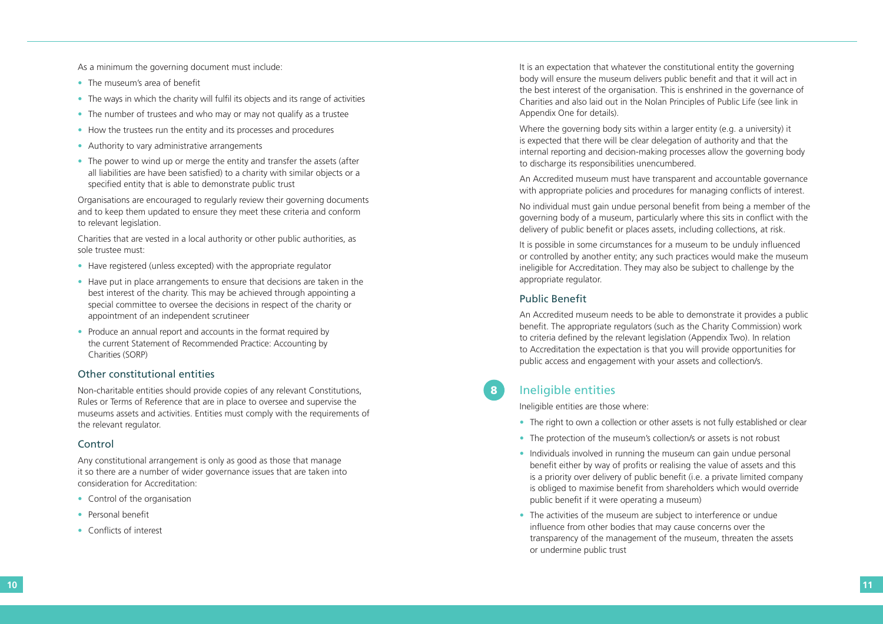As a minimum the governing document must include:

- The museum's area of benefit
- The ways in which the charity will fulfil its objects and its range of activities
- The number of trustees and who may or may not qualify as a trustee
- How the trustees run the entity and its processes and procedures
- Authority to vary administrative arrangements
- The power to wind up or merge the entity and transfer the assets (after all liabilities are have been satisfied) to a charity with similar objects or a specified entity that is able to demonstrate public trust

Organisations are encouraged to regularly review their governing documents and to keep them updated to ensure they meet these criteria and conform to relevant legislation.

Charities that are vested in a local authority or other public authorities, as sole trustee must:

- Have registered (unless excepted) with the appropriate regulator
- Have put in place arrangements to ensure that decisions are taken in the best interest of the charity. This may be achieved through appointing a special committee to oversee the decisions in respect of the charity or appointment of an independent scrutineer
- Produce an annual report and accounts in the format required by the current Statement of Recommended Practice: Accounting by Charities (SORP)

### Other constitutional entities

Non-charitable entities should provide copies of any relevant Constitutions, Rules or Terms of Reference that are in place to oversee and supervise the museums assets and activities. Entities must comply with the requirements of the relevant regulator.

### Control

Any constitutional arrangement is only as good as those that manage it so there are a number of wider governance issues that are taken into consideration for Accreditation:

- Control of the organisation
- Personal benefit
- Conflicts of interest

It is an expectation that whatever the constitutional entity the governing body will ensure the museum delivers public benefit and that it will act in the best interest of the organisation. This is enshrined in the governance of Charities and also laid out in the Nolan Principles of Public Life (see link in Appendix One for details).

Where the governing body sits within a larger entity (e.g. a university) it is expected that there will be clear delegation of authority and that the internal reporting and decision-making processes allow the governing body to discharge its responsibilities unencumbered.

An Accredited museum must have transparent and accountable governance with appropriate policies and procedures for managing conflicts of interest.

No individual must gain undue personal benefit from being a member of the governing body of a museum, particularly where this sits in conflict with the delivery of public benefit or places assets, including collections, at risk.

It is possible in some circumstances for a museum to be unduly influenced or controlled by another entity; any such practices would make the museum ineligible for Accreditation. They may also be subject to challenge by the appropriate regulator.

### Public Benefit

An Accredited museum needs to be able to demonstrate it provides a public benefit. The appropriate regulators (such as the Charity Commission) work to criteria defined by the relevant legislation (Appendix Two). In relation to Accreditation the expectation is that you will provide opportunities for public access and engagement with your assets and collection/s.

## 8 Ineligible entities

Ineligible entities are those where:

- The right to own a collection or other assets is not fully established or clear
- The protection of the museum's collection/s or assets is not robust
- Individuals involved in running the museum can gain undue personal benefit either by way of profits or realising the value of assets and this is a priority over delivery of public benefit (i.e. a private limited company is obliged to maximise benefit from shareholders which would override public benefit if it were operating a museum)
- The activities of the museum are subject to interference or undue influence from other bodies that may cause concerns over the transparency of the management of the museum, threaten the assets or undermine public trust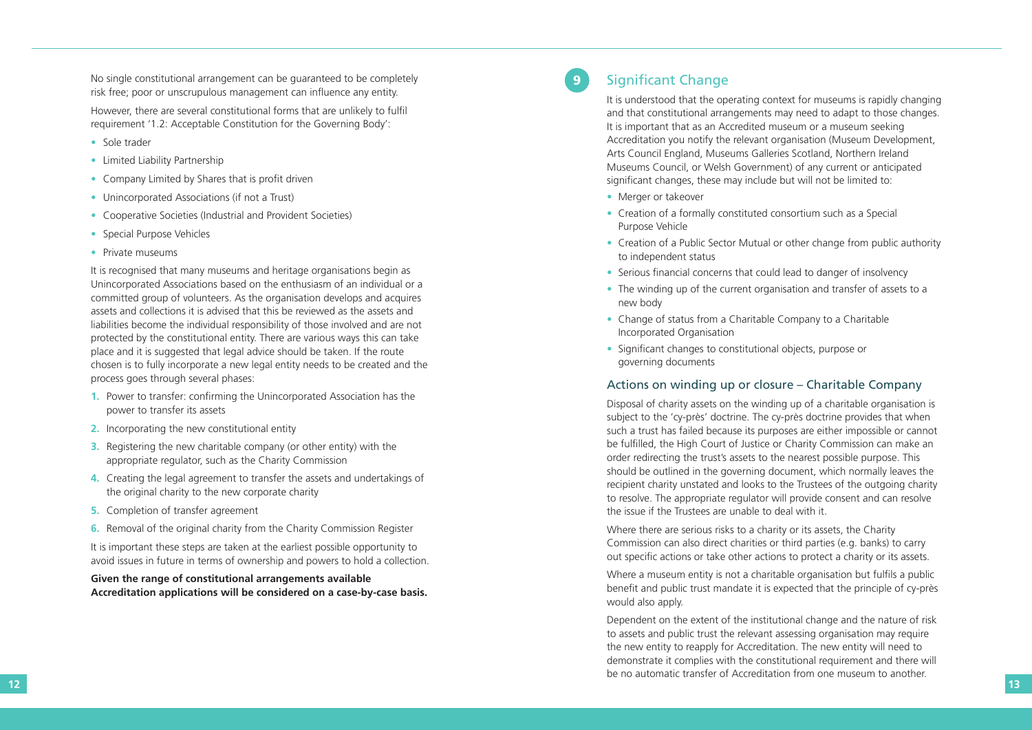No single constitutional arrangement can be guaranteed to be completely risk free; poor or unscrupulous management can influence any entity.

However, there are several constitutional forms that are unlikely to fulfil requirement '1.2: Acceptable Constitution for the Governing Body':

- Sole trader
- Limited Liability Partnership
- Company Limited by Shares that is profit driven
- Unincorporated Associations (if not a Trust)
- Cooperative Societies (Industrial and Provident Societies)
- Special Purpose Vehicles
- Private museums

It is recognised that many museums and heritage organisations begin as Unincorporated Associations based on the enthusiasm of an individual or a committed group of volunteers. As the organisation develops and acquires assets and collections it is advised that this be reviewed as the assets and liabilities become the individual responsibility of those involved and are not protected by the constitutional entity. There are various ways this can take place and it is suggested that legal advice should be taken. If the route chosen is to fully incorporate a new legal entity needs to be created and the process goes through several phases:

1. Power to transfer: confirming the Unincorporated Association has the power to transfer its assets
2. Incorporating the new constitutional entity
3. Registering the new charitable company (or other entity) with the appropriate regulator, such as the Charity Commission
4. Creating the legal agreement to transfer the assets and undertakings of the original charity to the new corporate charity
5. Completion of transfer agreement
6. Removal of the original charity from the Charity Commission Register

It is important these steps are taken at the earliest possible opportunity to avoid issues in future in terms of ownership and powers to hold a collection.

**Given the range of constitutional arrangements available Accreditation applications will be considered on a case-by-case basis.**

## 9 Significant Change

It is understood that the operating context for museums is rapidly changing and that constitutional arrangements may need to adapt to those changes. It is important that as an Accredited museum or a museum seeking Accreditation you notify the relevant organisation (Museum Development, Arts Council England, Museums Galleries Scotland, Northern Ireland Museums Council, or Welsh Government) of any current or anticipated significant changes, these may include but will not be limited to:

- Merger or takeover
- Creation of a formally constituted consortium such as a Special Purpose Vehicle
- Creation of a Public Sector Mutual or other change from public authority to independent status
- Serious financial concerns that could lead to danger of insolvency
- The winding up of the current organisation and transfer of assets to a new body
- Change of status from a Charitable Company to a Charitable Incorporated Organisation
- Significant changes to constitutional objects, purpose or governing documents

### Actions on winding up or closure – Charitable Company

Disposal of charity assets on the winding up of a charitable organisation is subject to the 'cy-près' doctrine. The cy-près doctrine provides that when such a trust has failed because its purposes are either impossible or cannot be fulfilled, the High Court of Justice or Charity Commission can make an order redirecting the trust's assets to the nearest possible purpose. This should be outlined in the governing document, which normally leaves the recipient charity unstated and looks to the Trustees of the outgoing charity to resolve. The appropriate regulator will provide consent and can resolve the issue if the Trustees are unable to deal with it.

Where there are serious risks to a charity or its assets, the Charity Commission can also direct charities or third parties (e.g. banks) to carry out specific actions or take other actions to protect a charity or its assets.

Where a museum entity is not a charitable organisation but fulfils a public benefit and public trust mandate it is expected that the principle of cy-près would also apply.

Dependent on the extent of the institutional change and the nature of risk to assets and public trust the relevant assessing organisation may require the new entity to reapply for Accreditation. The new entity will need to demonstrate it complies with the constitutional requirement and there will be no automatic transfer of Accreditation from one museum to another.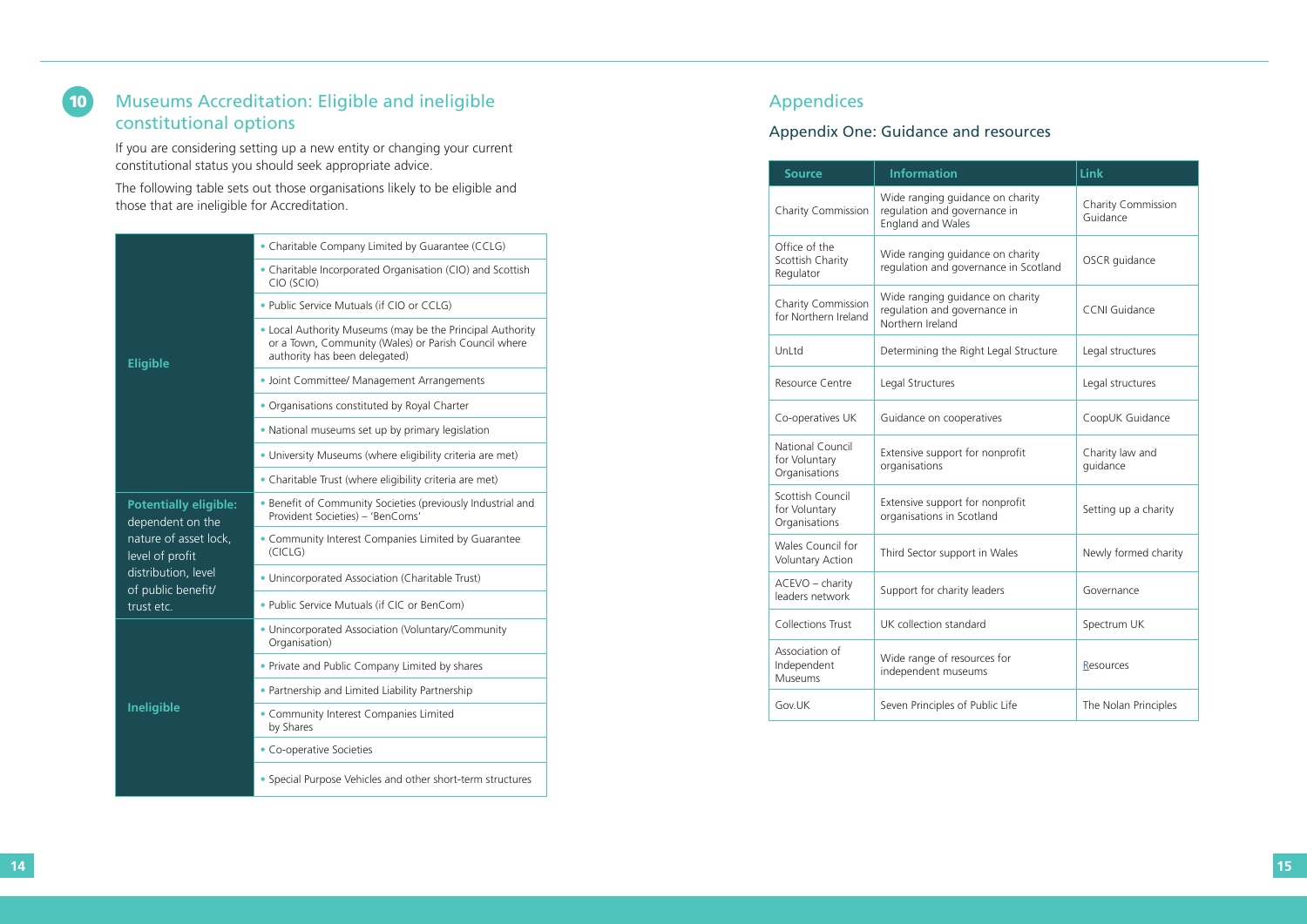## 10 Museums Accreditation: Eligible and ineligible constitutional options

If you are considering setting up a new entity or changing your current constitutional status you should seek appropriate advice.

The following table sets out those organisations likely to be eligible and those that are ineligible for Accreditation.

| | |
|---|---|
| **Eligible** | • Charitable Company Limited by Guarantee (CCLG) |
| | • Charitable Incorporated Organisation (CIO) and Scottish CIO (SCIO) |
| | • Public Service Mutuals (if CIO or CCLG) |
| | • Local Authority Museums (may be the Principal Authority or a Town, Community (Wales) or Parish Council where authority has been delegated) |
| | • Joint Committee/ Management Arrangements |
| | • Organisations constituted by Royal Charter |
| | • National museums set up by primary legislation |
| | • University Museums (where eligibility criteria are met) |
| | • Charitable Trust (where eligibility criteria are met) |
| **Potentially eligible:** dependent on the nature of asset lock, level of profit distribution, level of public benefit/ trust etc. | • Benefit of Community Societies (previously Industrial and Provident Societies) – 'BenComs' |
| | • Community Interest Companies Limited by Guarantee (CICLG) |
| | • Unincorporated Association (Charitable Trust) |
| | • Public Service Mutuals (if CIC or BenCom) |
| **Ineligible** | • Unincorporated Association (Voluntary/Community Organisation) |
| | • Private and Public Company Limited by shares |
| | • Partnership and Limited Liability Partnership |
| | • Community Interest Companies Limited by Shares |
| | • Co-operative Societies |
| | • Special Purpose Vehicles and other short-term structures |

# Appendices

## Appendix One: Guidance and resources

| Source | Information | Link |
|---|---|---|
| Charity Commission | Wide ranging guidance on charity regulation and governance in England and Wales | Charity Commission Guidance |
| Office of the Scottish Charity Regulator | Wide ranging guidance on charity regulation and governance in Scotland | OSCR guidance |
| Charity Commission for Northern Ireland | Wide ranging guidance on charity regulation and governance in Northern Ireland | CCNI Guidance |
| UnLtd | Determining the Right Legal Structure | Legal structures |
| Resource Centre | Legal Structures | Legal structures |
| Co-operatives UK | Guidance on cooperatives | CoopUK Guidance |
| National Council for Voluntary Organisations | Extensive support for nonprofit organisations | Charity law and guidance |
| Scottish Council for Voluntary Organisations | Extensive support for nonprofit organisations in Scotland | Setting up a charity |
| Wales Council for Voluntary Action | Third Sector support in Wales | Newly formed charity |
| ACEVO – charity leaders network | Support for charity leaders | Governance |
| Collections Trust | UK collection standard | Spectrum UK |
| Association of Independent Museums | Wide range of resources for independent museums | Resources |
| Gov.UK | Seven Principles of Public Life | The Nolan Principles |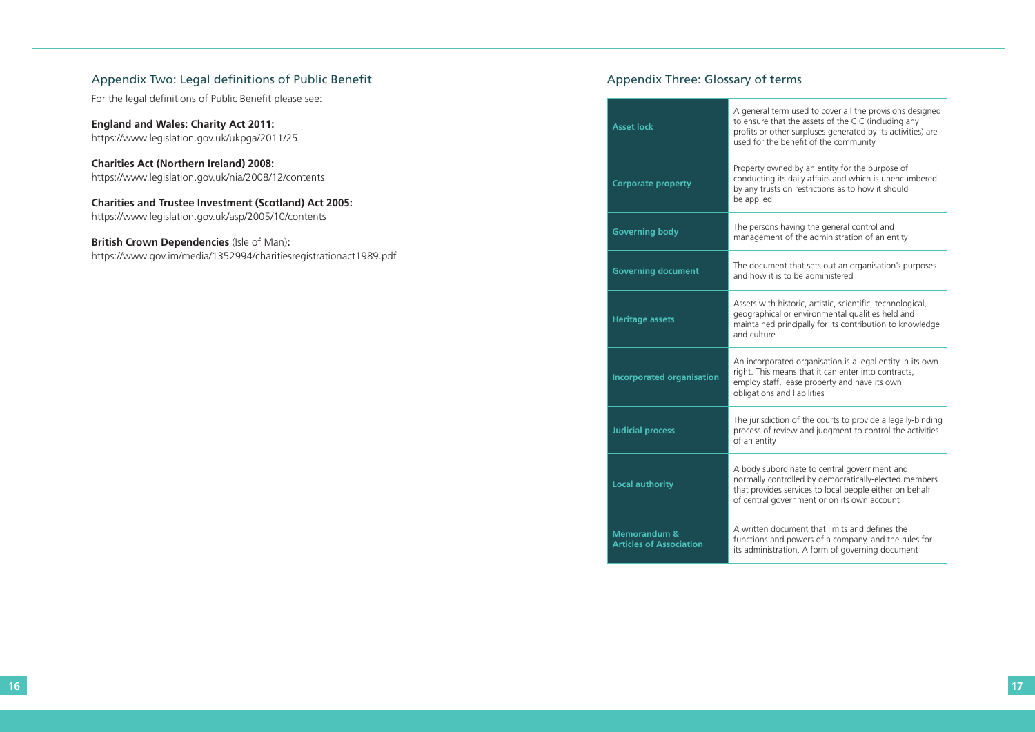## Appendix Two: Legal definitions of Public Benefit

For the legal definitions of Public Benefit please see:

**England and Wales: Charity Act 2011:**
https://www.legislation.gov.uk/ukpga/2011/25

**Charities Act (Northern Ireland) 2008:**
https://www.legislation.gov.uk/nia/2008/12/contents

**Charities and Trustee Investment (Scotland) Act 2005:**
https://www.legislation.gov.uk/asp/2005/10/contents

**British Crown Dependencies** (Isle of Man)**:**
https://www.gov.im/media/1352994/charitiesregistrationact1989.pdf

## Appendix Three: Glossary of terms

| | |
|---|---|
| **Asset lock** | A general term used to cover all the provisions designed to ensure that the assets of the CIC (including any profits or other surpluses generated by its activities) are used for the benefit of the community |
| **Corporate property** | Property owned by an entity for the purpose of conducting its daily affairs and which is unencumbered by any trusts on restrictions as to how it should be applied |
| **Governing body** | The persons having the general control and management of the administration of an entity |
| **Governing document** | The document that sets out an organisation's purposes and how it is to be administered |
| **Heritage assets** | Assets with historic, artistic, scientific, technological, geographical or environmental qualities held and maintained principally for its contribution to knowledge and culture |
| **Incorporated organisation** | An incorporated organisation is a legal entity in its own right. This means that it can enter into contracts, employ staff, lease property and have its own obligations and liabilities |
| **Judicial process** | The jurisdiction of the courts to provide a legally-binding process of review and judgment to control the activities of an entity |
| **Local authority** | A body subordinate to central government and normally controlled by democratically-elected members that provides services to local people either on behalf of central government or on its own account |
| **Memorandum & Articles of Association** | A written document that limits and defines the functions and powers of a company, and the rules for its administration. A form of governing document |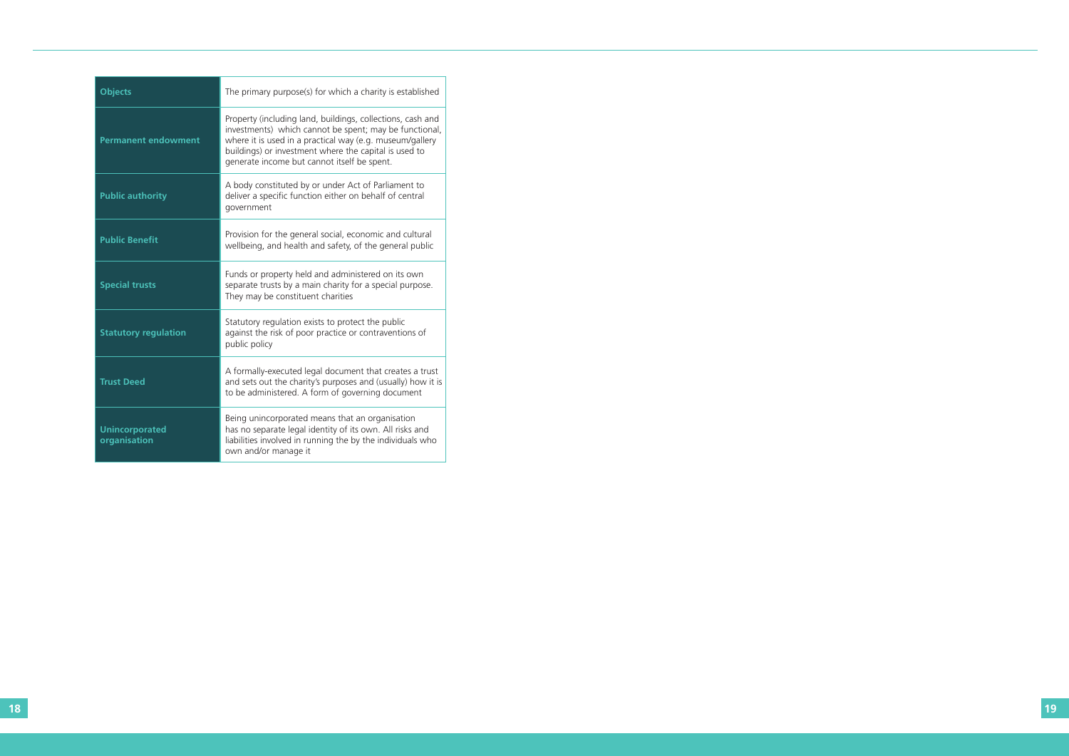| | |
|---|---|
| **Objects** | The primary purpose(s) for which a charity is established |
| **Permanent endowment** | Property (including land, buildings, collections, cash and investments) which cannot be spent; may be functional, where it is used in a practical way (e.g. museum/gallery buildings) or investment where the capital is used to generate income but cannot itself be spent. |
| **Public authority** | A body constituted by or under Act of Parliament to deliver a specific function either on behalf of central government |
| **Public Benefit** | Provision for the general social, economic and cultural wellbeing, and health and safety, of the general public |
| **Special trusts** | Funds or property held and administered on its own separate trusts by a main charity for a special purpose. They may be constituent charities |
| **Statutory regulation** | Statutory regulation exists to protect the public against the risk of poor practice or contraventions of public policy |
| **Trust Deed** | A formally-executed legal document that creates a trust and sets out the charity's purposes and (usually) how it is to be administered. A form of governing document |
| **Unincorporated organisation** | Being unincorporated means that an organisation has no separate legal identity of its own. All risks and liabilities involved in running the by the individuals who own and/or manage it |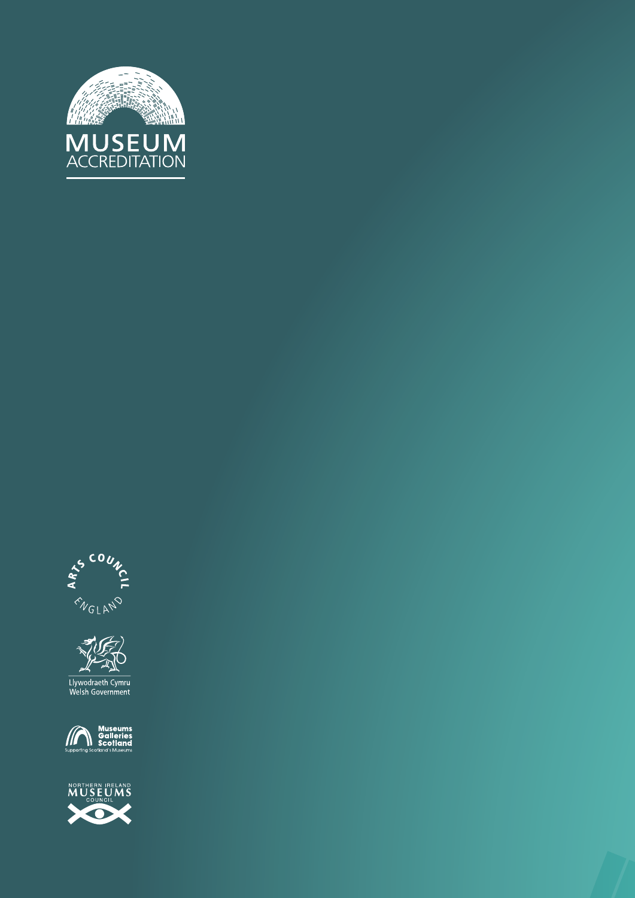MUSEUM
ACCREDITATION

Llywodraeth Cymru
Welsh Government

Museums
Galleries
Scotland
Supporting Scotland's Museums

NORTHERN IRELAND
MUSEUMS
COUNCIL